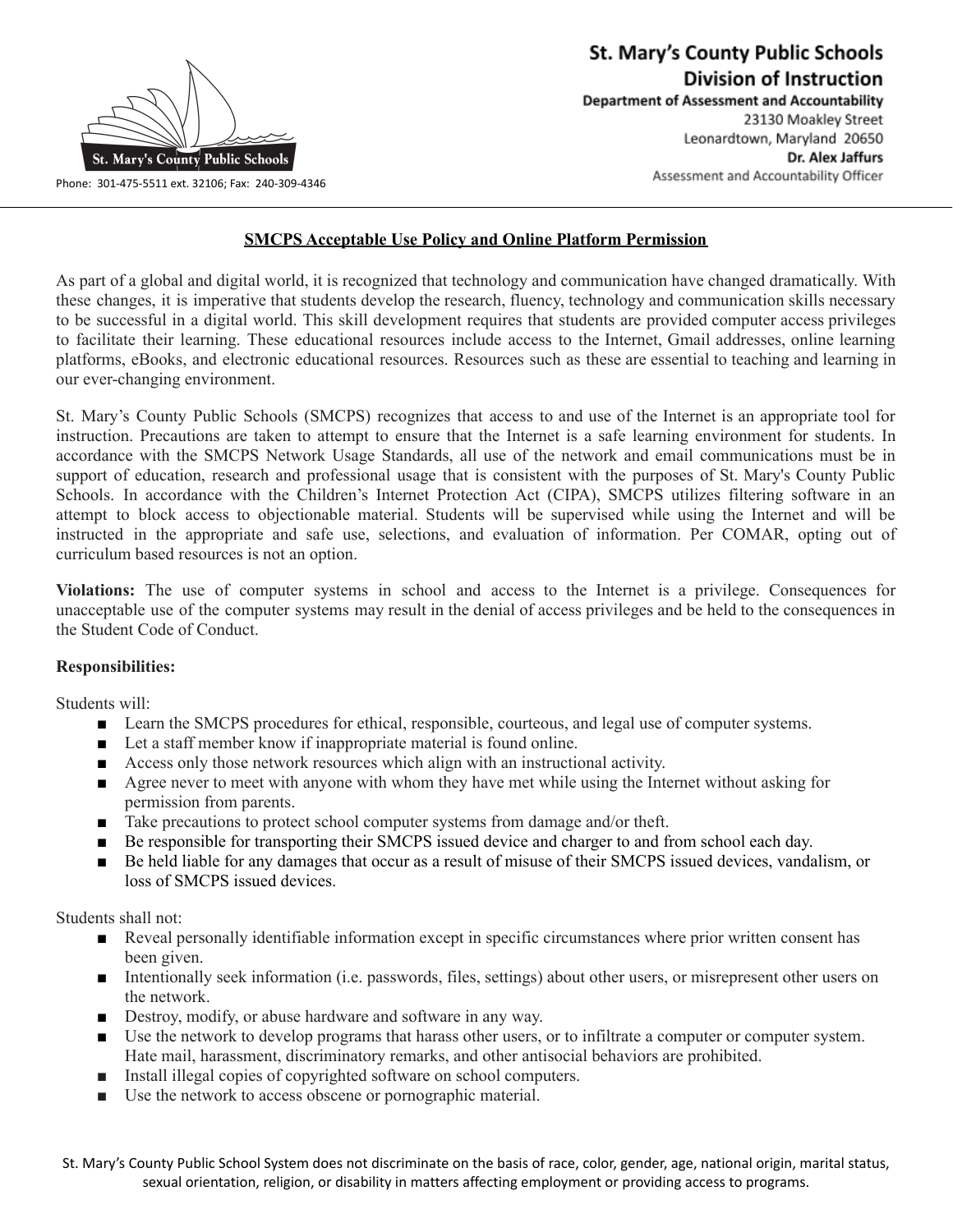St. Mary's County Public Schools

Phone: 301-475-5511 ext. 32106; Fax: 240-309-4346

**St. Mary's County Public Schools**
**Division of Instruction**
**Department of Assessment and Accountability**
23130 Moakley Street
Leonardtown, Maryland 20650
**Dr. Alex Jaffurs**
Assessment and Accountability Officer

## SMCPS Acceptable Use Policy and Online Platform Permission

As part of a global and digital world, it is recognized that technology and communication have changed dramatically. With these changes, it is imperative that students develop the research, fluency, technology and communication skills necessary to be successful in a digital world. This skill development requires that students are provided computer access privileges to facilitate their learning. These educational resources include access to the Internet, Gmail addresses, online learning platforms, eBooks, and electronic educational resources. Resources such as these are essential to teaching and learning in our ever-changing environment.

St. Mary's County Public Schools (SMCPS) recognizes that access to and use of the Internet is an appropriate tool for instruction. Precautions are taken to attempt to ensure that the Internet is a safe learning environment for students. In accordance with the SMCPS Network Usage Standards, all use of the network and email communications must be in support of education, research and professional usage that is consistent with the purposes of St. Mary's County Public Schools. In accordance with the Children's Internet Protection Act (CIPA), SMCPS utilizes filtering software in an attempt to block access to objectionable material. Students will be supervised while using the Internet and will be instructed in the appropriate and safe use, selections, and evaluation of information. Per COMAR, opting out of curriculum based resources is not an option.

**Violations:** The use of computer systems in school and access to the Internet is a privilege. Consequences for unacceptable use of the computer systems may result in the denial of access privileges and be held to the consequences in the Student Code of Conduct.

**Responsibilities:**

Students will:

- Learn the SMCPS procedures for ethical, responsible, courteous, and legal use of computer systems.
- Let a staff member know if inappropriate material is found online.
- Access only those network resources which align with an instructional activity.
- Agree never to meet with anyone with whom they have met while using the Internet without asking for permission from parents.
- Take precautions to protect school computer systems from damage and/or theft.
- Be responsible for transporting their SMCPS issued device and charger to and from school each day.
- Be held liable for any damages that occur as a result of misuse of their SMCPS issued devices, vandalism, or loss of SMCPS issued devices.

Students shall not:

- Reveal personally identifiable information except in specific circumstances where prior written consent has been given.
- Intentionally seek information (i.e. passwords, files, settings) about other users, or misrepresent other users on the network.
- Destroy, modify, or abuse hardware and software in any way.
- Use the network to develop programs that harass other users, or to infiltrate a computer or computer system. Hate mail, harassment, discriminatory remarks, and other antisocial behaviors are prohibited.
- Install illegal copies of copyrighted software on school computers.
- Use the network to access obscene or pornographic material.

St. Mary's County Public School System does not discriminate on the basis of race, color, gender, age, national origin, marital status, sexual orientation, religion, or disability in matters affecting employment or providing access to programs.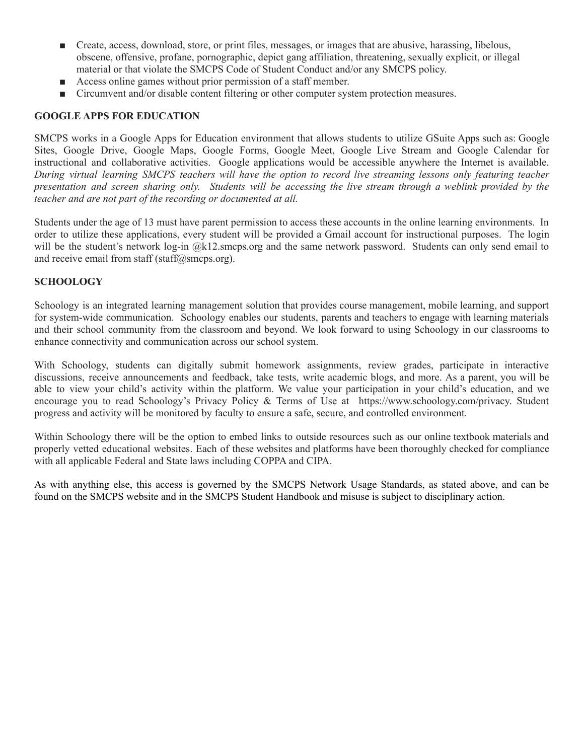- Create, access, download, store, or print files, messages, or images that are abusive, harassing, libelous, obscene, offensive, profane, pornographic, depict gang affiliation, threatening, sexually explicit, or illegal material or that violate the SMCPS Code of Student Conduct and/or any SMCPS policy.
- Access online games without prior permission of a staff member.
- Circumvent and/or disable content filtering or other computer system protection measures.

**GOOGLE APPS FOR EDUCATION**

SMCPS works in a Google Apps for Education environment that allows students to utilize GSuite Apps such as: Google Sites, Google Drive, Google Maps, Google Forms, Google Meet, Google Live Stream and Google Calendar for instructional and collaborative activities. Google applications would be accessible anywhere the Internet is available. *During virtual learning SMCPS teachers will have the option to record live streaming lessons only featuring teacher presentation and screen sharing only. Students will be accessing the live stream through a weblink provided by the teacher and are not part of the recording or documented at all.*

Students under the age of 13 must have parent permission to access these accounts in the online learning environments. In order to utilize these applications, every student will be provided a Gmail account for instructional purposes. The login will be the student's network log-in @k12.smcps.org and the same network password. Students can only send email to and receive email from staff (staff@smcps.org).

**SCHOOLOGY**

Schoology is an integrated learning management solution that provides course management, mobile learning, and support for system-wide communication. Schoology enables our students, parents and teachers to engage with learning materials and their school community from the classroom and beyond. We look forward to using Schoology in our classrooms to enhance connectivity and communication across our school system.

With Schoology, students can digitally submit homework assignments, review grades, participate in interactive discussions, receive announcements and feedback, take tests, write academic blogs, and more. As a parent, you will be able to view your child's activity within the platform. We value your participation in your child's education, and we encourage you to read Schoology's Privacy Policy & Terms of Use at https://www.schoology.com/privacy. Student progress and activity will be monitored by faculty to ensure a safe, secure, and controlled environment.

Within Schoology there will be the option to embed links to outside resources such as our online textbook materials and properly vetted educational websites. Each of these websites and platforms have been thoroughly checked for compliance with all applicable Federal and State laws including COPPA and CIPA.

As with anything else, this access is governed by the SMCPS Network Usage Standards, as stated above, and can be found on the SMCPS website and in the SMCPS Student Handbook and misuse is subject to disciplinary action.